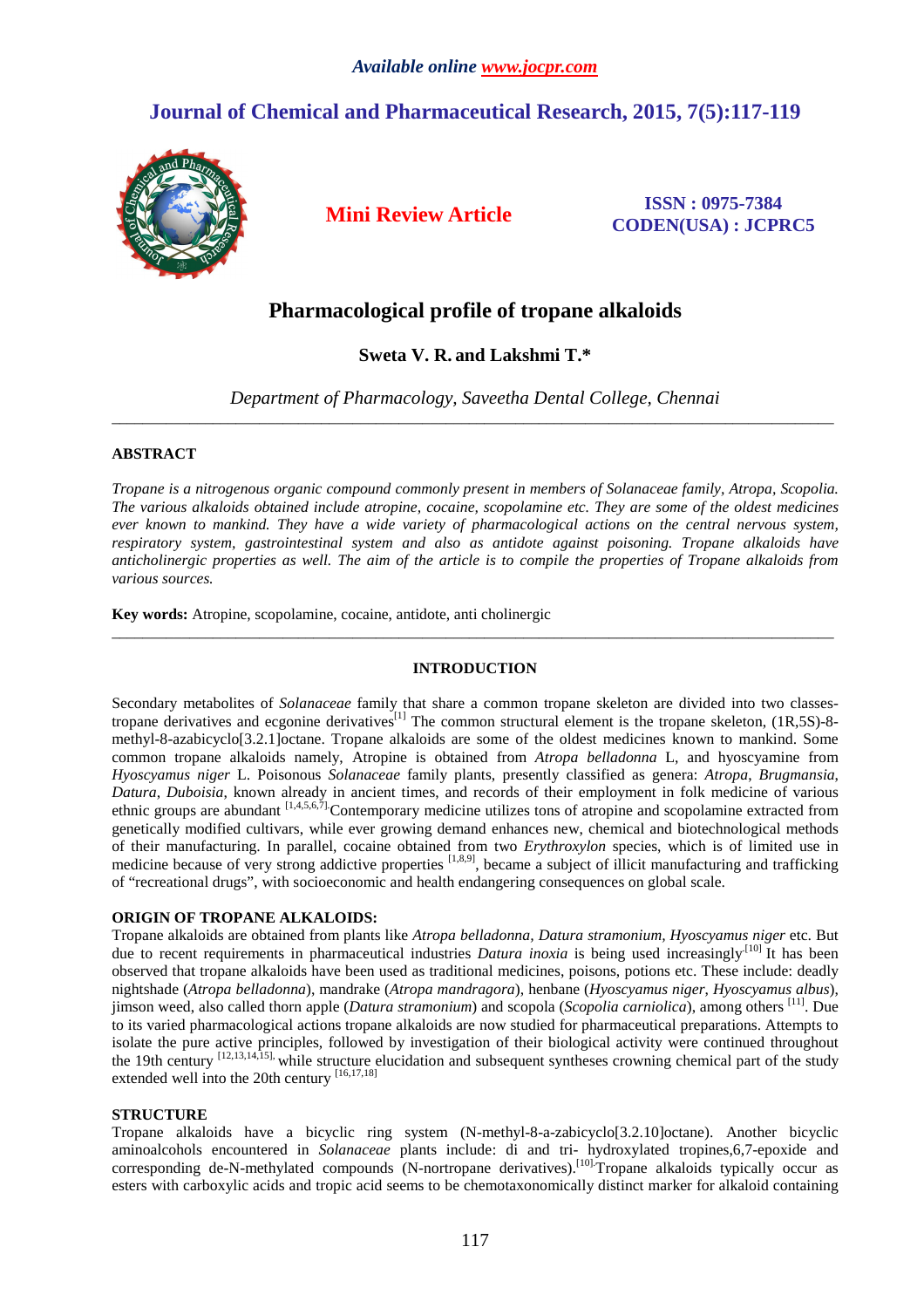# Pharmacological profile of tropane alkaloids

**Sweta V. R. and Lakshmi T.***

*Department of Pharmacology, Saveetha Dental College, Chennai*

---

## ABSTRACT

*Tropane is a nitrogenous organic compound commonly present in members of Solanaceae family, Atropa, Scopolia. The various alkaloids obtained include atropine, cocaine, scopolamine etc. They are some of the oldest medicines ever known to mankind. They have a wide variety of pharmacological actions on the central nervous system, respiratory system, gastrointestinal system and also as antidote against poisoning. Tropane alkaloids have anticholinergic properties as well. The aim of the article is to compile the properties of Tropane alkaloids from various sources.*

**Key words:** Atropine, scopolamine, cocaine, antidote, anti cholinergic

---

## INTRODUCTION

Secondary metabolites of *Solanaceae* family that share a common tropane skeleton are divided into two classes-tropane derivatives and ecgonine derivatives[1] The common structural element is the tropane skeleton, (1R,5S)-8-methyl-8-azabicyclo[3.2.1]octane. Tropane alkaloids are some of the oldest medicines known to mankind. Some common tropane alkaloids namely, Atropine is obtained from *Atropa belladonna* L, and hyoscyamine from *Hyoscyamus niger* L. Poisonous *Solanaceae* family plants, presently classified as genera: *Atropa*, *Brugmansia*, *Datura*, *Duboisia*, known already in ancient times, and records of their employment in folk medicine of various ethnic groups are abundant [1,4,5,6,7]. Contemporary medicine utilizes tons of atropine and scopolamine extracted from genetically modified cultivars, while ever growing demand enhances new, chemical and biotechnological methods of their manufacturing. In parallel, cocaine obtained from two *Erythroxylon* species, which is of limited use in medicine because of very strong addictive properties [1,8,9], became a subject of illicit manufacturing and trafficking of "recreational drugs", with socioeconomic and health endangering consequences on global scale.

### ORIGIN OF TROPANE ALKALOIDS:

Tropane alkaloids are obtained from plants like *Atropa belladonna, Datura stramonium, Hyoscyamus niger* etc. But due to recent requirements in pharmaceutical industries *Datura inoxia* is being used increasingly[10] It has been observed that tropane alkaloids have been used as traditional medicines, poisons, potions etc. These include: deadly nightshade (*Atropa belladonna*), mandrake (*Atropa mandragora*), henbane (*Hyoscyamus niger, Hyoscyamus albus*), jimson weed, also called thorn apple (*Datura stramonium*) and scopola (*Scopolia carniolica*), among others [11]. Due to its varied pharmacological actions tropane alkaloids are now studied for pharmaceutical preparations. Attempts to isolate the pure active principles, followed by investigation of their biological activity were continued throughout the 19th century [12,13,14,15], while structure elucidation and subsequent syntheses crowning chemical part of the study extended well into the 20th century [16,17,18]

### STRUCTURE

Tropane alkaloids have a bicyclic ring system (N-methyl-8-a-zabicyclo[3.2.10]octane). Another bicyclic aminoalcohols encountered in *Solanaceae* plants include: di and tri- hydroxylated tropines,6,7-epoxide and corresponding de-N-methylated compounds (N-nortropane derivatives).[10] Tropane alkaloids typically occur as esters with carboxylic acids and tropic acid seems to be chemotaxonomically distinct marker for alkaloid containing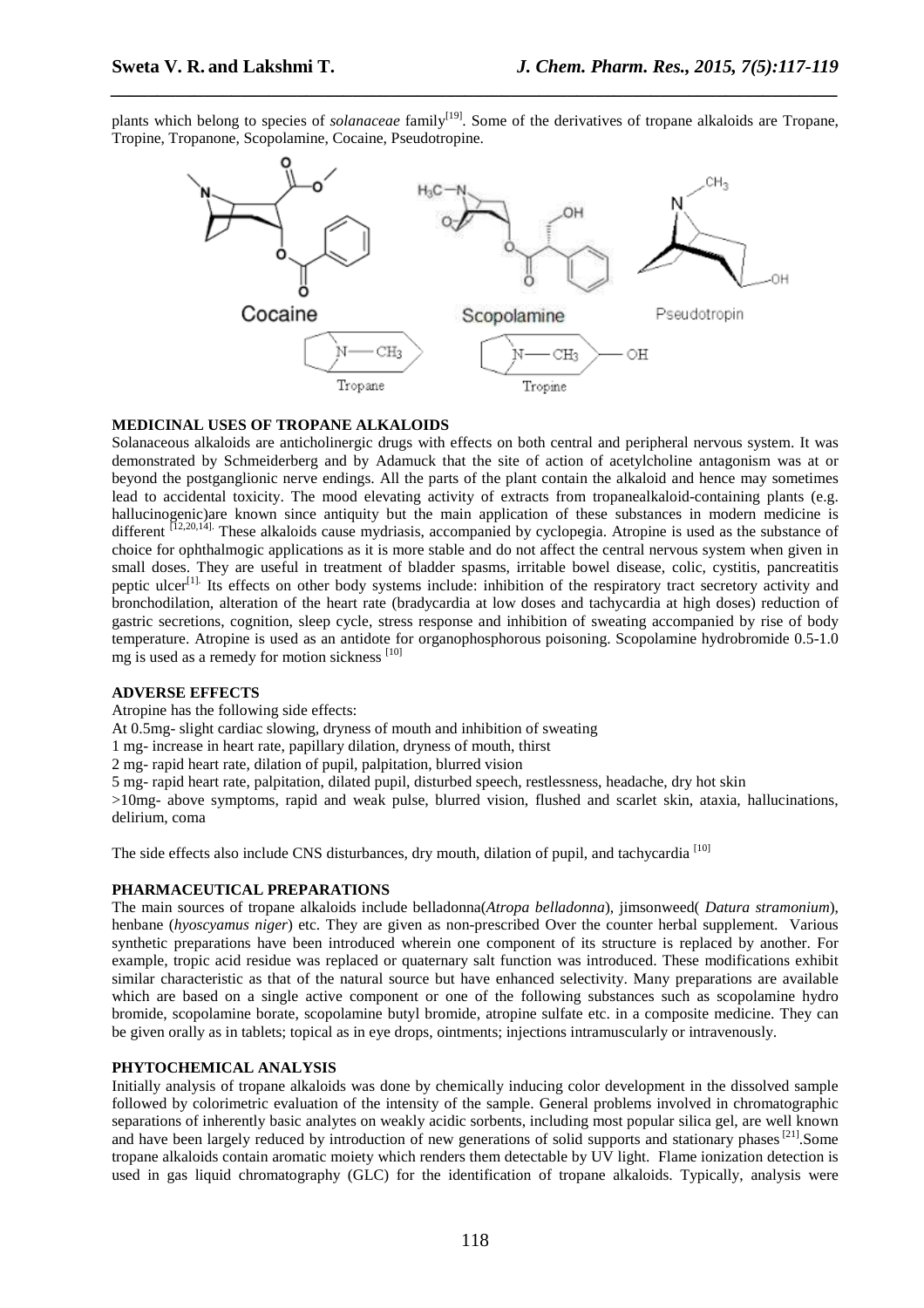plants which belong to species of *solanaceae* family[19]. Some of the derivatives of tropane alkaloids are Tropane, Tropine, Tropanone, Scopolamine, Cocaine, Pseudotropine.

Cocaine Scopolamine Pseudotropin

Tropane Tropine

### MEDICINAL USES OF TROPANE ALKALOIDS

Solanaceous alkaloids are anticholinergic drugs with effects on both central and peripheral nervous system. It was demonstrated by Schmeiderberg and by Adamuck that the site of action of acetylcholine antagonism was at or beyond the postganglionic nerve endings. All the parts of the plant contain the alkaloid and hence may sometimes lead to accidental toxicity. The mood elevating activity of extracts from tropanealkaloid-containing plants (e.g. hallucinogenic)are known since antiquity but the main application of these substances in modern medicine is different [12,20,14]. These alkaloids cause mydriasis, accompanied by cyclopegia. Atropine is used as the substance of choice for ophthalmogic applications as it is more stable and do not affect the central nervous system when given in small doses. They are useful in treatment of bladder spasms, irritable bowel disease, colic, cystitis, pancreatitis peptic ulcer[1]. Its effects on other body systems include: inhibition of the respiratory tract secretory activity and bronchodilation, alteration of the heart rate (bradycardia at low doses and tachycardia at high doses) reduction of gastric secretions, cognition, sleep cycle, stress response and inhibition of sweating accompanied by rise of body temperature. Atropine is used as an antidote for organophosphorous poisoning. Scopolamine hydrobromide 0.5-1.0 mg is used as a remedy for motion sickness [10]

### ADVERSE EFFECTS

Atropine has the following side effects:

At 0.5mg- slight cardiac slowing, dryness of mouth and inhibition of sweating

1 mg- increase in heart rate, papillary dilation, dryness of mouth, thirst

2 mg- rapid heart rate, dilation of pupil, palpitation, blurred vision

5 mg- rapid heart rate, palpitation, dilated pupil, disturbed speech, restlessness, headache, dry hot skin

>10mg- above symptoms, rapid and weak pulse, blurred vision, flushed and scarlet skin, ataxia, hallucinations, delirium, coma

The side effects also include CNS disturbances, dry mouth, dilation of pupil, and tachycardia [10]

### PHARMACEUTICAL PREPARATIONS

The main sources of tropane alkaloids include belladonna(*Atropa belladonna*), jimsonweed( *Datura stramonium*), henbane (*hyoscyamus niger*) etc. They are given as non-prescribed Over the counter herbal supplement. Various synthetic preparations have been introduced wherein one component of its structure is replaced by another. For example, tropic acid residue was replaced or quaternary salt function was introduced. These modifications exhibit similar characteristic as that of the natural source but have enhanced selectivity. Many preparations are available which are based on a single active component or one of the following substances such as scopolamine hydro bromide, scopolamine borate, scopolamine butyl bromide, atropine sulfate etc. in a composite medicine. They can be given orally as in tablets; topical as in eye drops, ointments; injections intramuscularly or intravenously.

### PHYTOCHEMICAL ANALYSIS

Initially analysis of tropane alkaloids was done by chemically inducing color development in the dissolved sample followed by colorimetric evaluation of the intensity of the sample. General problems involved in chromatographic separations of inherently basic analytes on weakly acidic sorbents, including most popular silica gel, are well known and have been largely reduced by introduction of new generations of solid supports and stationary phases [21].Some tropane alkaloids contain aromatic moiety which renders them detectable by UV light. Flame ionization detection is used in gas liquid chromatography (GLC) for the identification of tropane alkaloids. Typically, analysis were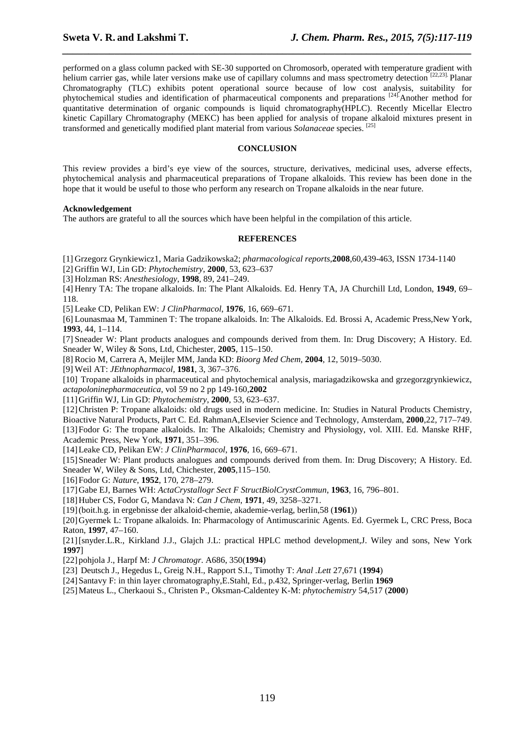performed on a glass column packed with SE-30 supported on Chromosorb, operated with temperature gradient with helium carrier gas, while later versions make use of capillary columns and mass spectrometry detection [22,23]. Planar Chromatography (TLC) exhibits potent operational source because of low cost analysis, suitability for phytochemical studies and identification of pharmaceutical components and preparations [24]. Another method for quantitative determination of organic compounds is liquid chromatography(HPLC). Recently Micellar Electro kinetic Capillary Chromatography (MEKC) has been applied for analysis of tropane alkaloid mixtures present in transformed and genetically modified plant material from various *Solanaceae* species. [25]

## CONCLUSION

This review provides a bird's eye view of the sources, structure, derivatives, medicinal uses, adverse effects, phytochemical analysis and pharmaceutical preparations of Tropane alkaloids. This review has been done in the hope that it would be useful to those who perform any research on Tropane alkaloids in the near future.

**Acknowledgement**

The authors are grateful to all the sources which have been helpful in the compilation of this article.

## REFERENCES

[1] Grzegorz Grynkiewicz1, Maria Gadzikowska2; *pharmacological reports*,**2008**,60,439-463, ISSN 1734-1140

[2] Griffin WJ, Lin GD: *Phytochemistry*, **2000**, 53, 623–637

[3] Holzman RS: *Anesthesiology*, **1998**, 89, 241–249.

[4] Henry TA: The tropane alkaloids. In: The Plant Alkaloids. Ed. Henry TA, JA Churchill Ltd, London, **1949**, 69–118.

[5] Leake CD, Pelikan EW: *J ClinPharmacol*, **1976**, 16, 669–671.

[6] Lounasmaa M, Tamminen T: The tropane alkaloids. In: The Alkaloids. Ed. Brossi A, Academic Press,New York, **1993**, 44, 1–114.

[7] Sneader W: Plant products analogues and compounds derived from them. In: Drug Discovery; A History. Ed. Sneader W, Wiley & Sons, Ltd, Chichester, **2005**, 115–150.

[8] Rocio M, Carrera A, Meijler MM, Janda KD: *Bioorg Med Chem*, **2004**, 12, 5019–5030.

[9] Weil AT: *JEthnopharmacol*, **1981**, 3, 367–376.

[10] Tropane alkaloids in pharmaceutical and phytochemical analysis, mariagadzikowska and grzegorzgrynkiewicz, *actapoloninepharmaceutica*, vol 59 no 2 pp 149-160,**2002**

[11] Griffin WJ, Lin GD: *Phytochemistry*, **2000**, 53, 623–637.

[12] Christen P: Tropane alkaloids: old drugs used in modern medicine. In: Studies in Natural Products Chemistry, Bioactive Natural Products, Part C. Ed. RahmanA,Elsevier Science and Technology, Amsterdam, **2000**,22, 717–749.

[13] Fodor G: The tropane alkaloids. In: The Alkaloids; Chemistry and Physiology, vol. XIII. Ed. Manske RHF, Academic Press, New York, **1971**, 351–396.

[14] Leake CD, Pelikan EW: *J ClinPharmacol*, **1976**, 16, 669–671.

[15] Sneader W: Plant products analogues and compounds derived from them. In: Drug Discovery; A History. Ed. Sneader W, Wiley & Sons, Ltd, Chichester, **2005**,115–150.

[16] Fodor G: *Nature*, **1952**, 170, 278–279.

[17] Gabe EJ, Barnes WH: *ActaCrystallogr Sect F StructBiolCrystCommun*, **1963**, 16, 796–801.

[18] Huber CS, Fodor G, Mandava N: *Can J Chem*, **1971**, 49, 3258–3271.

[19] (boit.h.g. in ergebnisse der alkaloid-chemie, akademie-verlag, berlin,58 (**1961**))

[20] Gyermek L: Tropane alkaloids. In: Pharmacology of Antimuscarinic Agents. Ed. Gyermek L, CRC Press, Boca Raton, **1997**, 47–160.

[21] [snyder.L.R., Kirkland J.J., Glajch J.L: practical HPLC method development,J. Wiley and sons, New York **1997**]

[22] pohjola J., Harpf M: *J Chromatogr.* A686, 350(**1994**)

[23] Deutsch J., Hegedus L, Greig N.H., Rapport S.I., Timothy T: *Anal .Lett* 27,671 (**1994**)

[24] Santavy F: in thin layer chromatography,E.Stahl, Ed., p.432, Springer-verlag, Berlin **1969**

[25] Mateus L., Cherkaoui S., Christen P., Oksman-Caldentey K-M: *phytochemistry* 54,517 (**2000**)